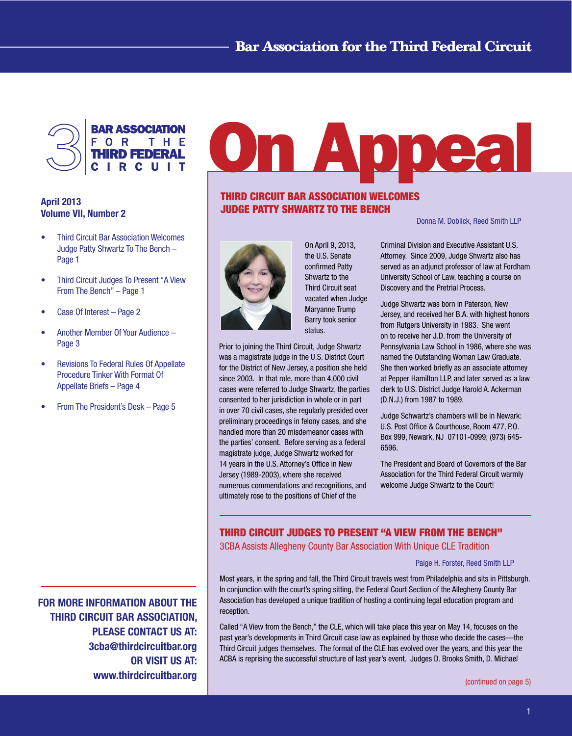# On Appeal

**BAR ASSOCIATION FOR THE THIRD FEDERAL CIRCUIT**

**April 2013**
**Volume VII, Number 2**

- Third Circuit Bar Association Welcomes Judge Patty Shwartz To The Bench – Page 1
- Third Circuit Judges To Present "A View From The Bench" – Page 1
- Case Of Interest – Page 2
- Another Member Of Your Audience – Page 3
- Revisions To Federal Rules Of Appellate Procedure Tinker With Format Of Appellate Briefs – Page 4
- From The President's Desk – Page 5

**FOR MORE INFORMATION ABOUT THE THIRD CIRCUIT BAR ASSOCIATION, PLEASE CONTACT US AT: 3cba@thirdcircuitbar.org OR VISIT US AT: www.thirdcircuitbar.org**

## THIRD CIRCUIT BAR ASSOCIATION WELCOMES JUDGE PATTY SHWARTZ TO THE BENCH

Donna M. Doblick, Reed Smith LLP

On April 9, 2013, the U.S. Senate confirmed Patty Shwartz to the Third Circuit seat vacated when Judge Maryanne Trump Barry took senior status.

Prior to joining the Third Circuit, Judge Shwartz was a magistrate judge in the U.S. District Court for the District of New Jersey, a position she held since 2003. In that role, more than 4,000 civil cases were referred to Judge Shwartz, the parties consented to her jurisdiction in whole or in part in over 70 civil cases, she regularly presided over preliminary proceedings in felony cases, and she handled more than 20 misdemeanor cases with the parties' consent. Before serving as a federal magistrate judge, Judge Shwartz worked for 14 years in the U.S. Attorney's Office in New Jersey (1989-2003), where she received numerous commendations and recognitions, and ultimately rose to the positions of Chief of the Criminal Division and Executive Assistant U.S. Attorney. Since 2009, Judge Shwartz also has served as an adjunct professor of law at Fordham University School of Law, teaching a course on Discovery and the Pretrial Process.

Judge Shwartz was born in Paterson, New Jersey, and received her B.A. with highest honors from Rutgers University in 1983. She went on to receive her J.D. from the University of Pennsylvania Law School in 1986, where she was named the Outstanding Woman Law Graduate. She then worked briefly as an associate attorney at Pepper Hamilton LLP, and later served as a law clerk to U.S. District Judge Harold A. Ackerman (D.N.J.) from 1987 to 1989.

Judge Schwartz's chambers will be in Newark: U.S. Post Office & Courthouse, Room 477, P.O. Box 999, Newark, NJ 07101-0999; (973) 645-6596.

The President and Board of Governors of the Bar Association for the Third Federal Circuit warmly welcome Judge Shwartz to the Court!

## THIRD CIRCUIT JUDGES TO PRESENT "A VIEW FROM THE BENCH"

### 3CBA Assists Allegheny County Bar Association With Unique CLE Tradition

Paige H. Forster, Reed Smith LLP

Most years, in the spring and fall, the Third Circuit travels west from Philadelphia and sits in Pittsburgh. In conjunction with the court's spring sitting, the Federal Court Section of the Allegheny County Bar Association has developed a unique tradition of hosting a continuing legal education program and reception.

Called "A View from the Bench," the CLE, which will take place this year on May 14, focuses on the past year's developments in Third Circuit case law as explained by those who decide the cases—the Third Circuit judges themselves. The format of the CLE has evolved over the years, and this year the ACBA is reprising the successful structure of last year's event. Judges D. Brooks Smith, D. Michael

(continued on page 5)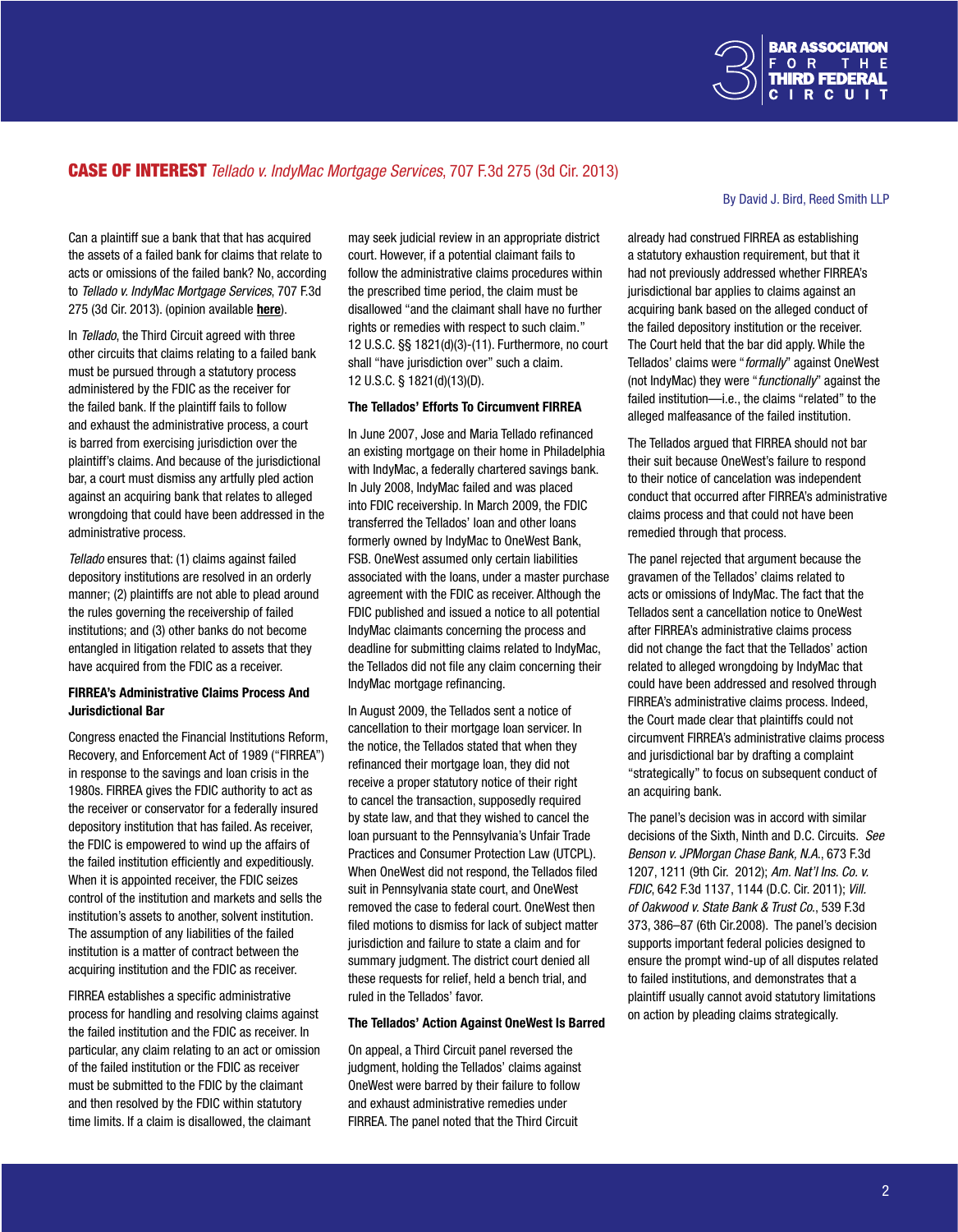## CASE OF INTEREST *Tellado v. IndyMac Mortgage Services*, 707 F.3d 275 (3d Cir. 2013)

By David J. Bird, Reed Smith LLP

Can a plaintiff sue a bank that that has acquired the assets of a failed bank for claims that relate to acts or omissions of the failed bank? No, according to *Tellado v. IndyMac Mortgage Services*, 707 F.3d 275 (3d Cir. 2013). (opinion available **here**).

In *Tellado*, the Third Circuit agreed with three other circuits that claims relating to a failed bank must be pursued through a statutory process administered by the FDIC as the receiver for the failed bank. If the plaintiff fails to follow and exhaust the administrative process, a court is barred from exercising jurisdiction over the plaintiff's claims. And because of the jurisdictional bar, a court must dismiss any artfully pled action against an acquiring bank that relates to alleged wrongdoing that could have been addressed in the administrative process.

*Tellado* ensures that: (1) claims against failed depository institutions are resolved in an orderly manner; (2) plaintiffs are not able to plead around the rules governing the receivership of failed institutions; and (3) other banks do not become entangled in litigation related to assets that they have acquired from the FDIC as a receiver.

### FIRREA's Administrative Claims Process And Jurisdictional Bar

Congress enacted the Financial Institutions Reform, Recovery, and Enforcement Act of 1989 ("FIRREA") in response to the savings and loan crisis in the 1980s. FIRREA gives the FDIC authority to act as the receiver or conservator for a federally insured depository institution that has failed. As receiver, the FDIC is empowered to wind up the affairs of the failed institution efficiently and expeditiously. When it is appointed receiver, the FDIC seizes control of the institution and markets and sells the institution's assets to another, solvent institution. The assumption of any liabilities of the failed institution is a matter of contract between the acquiring institution and the FDIC as receiver.

FIRREA establishes a specific administrative process for handling and resolving claims against the failed institution and the FDIC as receiver. In particular, any claim relating to an act or omission of the failed institution or the FDIC as receiver must be submitted to the FDIC by the claimant and then resolved by the FDIC within statutory time limits. If a claim is disallowed, the claimant may seek judicial review in an appropriate district court. However, if a potential claimant fails to follow the administrative claims procedures within the prescribed time period, the claim must be disallowed "and the claimant shall have no further rights or remedies with respect to such claim." 12 U.S.C. §§ 1821(d)(3)-(11). Furthermore, no court shall "have jurisdiction over" such a claim. 12 U.S.C. § 1821(d)(13)(D).

### The Tellados' Efforts To Circumvent FIRREA

In June 2007, Jose and Maria Tellado refinanced an existing mortgage on their home in Philadelphia with IndyMac, a federally chartered savings bank. In July 2008, IndyMac failed and was placed into FDIC receivership. In March 2009, the FDIC transferred the Tellados' loan and other loans formerly owned by IndyMac to OneWest Bank, FSB. OneWest assumed only certain liabilities associated with the loans, under a master purchase agreement with the FDIC as receiver. Although the FDIC published and issued a notice to all potential IndyMac claimants concerning the process and deadline for submitting claims related to IndyMac, the Tellados did not file any claim concerning their IndyMac mortgage refinancing.

In August 2009, the Tellados sent a notice of cancellation to their mortgage loan servicer. In the notice, the Tellados stated that when they refinanced their mortgage loan, they did not receive a proper statutory notice of their right to cancel the transaction, supposedly required by state law, and that they wished to cancel the loan pursuant to the Pennsylvania's Unfair Trade Practices and Consumer Protection Law (UTCPL). When OneWest did not respond, the Tellados filed suit in Pennsylvania state court, and OneWest removed the case to federal court. OneWest then filed motions to dismiss for lack of subject matter jurisdiction and failure to state a claim and for summary judgment. The district court denied all these requests for relief, held a bench trial, and ruled in the Tellados' favor.

### The Tellados' Action Against OneWest Is Barred

On appeal, a Third Circuit panel reversed the judgment, holding the Tellados' claims against OneWest were barred by their failure to follow and exhaust administrative remedies under FIRREA. The panel noted that the Third Circuit already had construed FIRREA as establishing a statutory exhaustion requirement, but that it had not previously addressed whether FIRREA's jurisdictional bar applies to claims against an acquiring bank based on the alleged conduct of the failed depository institution or the receiver. The Court held that the bar did apply. While the Tellados' claims were "*formally*" against OneWest (not IndyMac) they were "*functionally*" against the failed institution—i.e., the claims "related" to the alleged malfeasance of the failed institution.

The Tellados argued that FIRREA should not bar their suit because OneWest's failure to respond to their notice of cancelation was independent conduct that occurred after FIRREA's administrative claims process and that could not have been remedied through that process.

The panel rejected that argument because the gravamen of the Tellados' claims related to acts or omissions of IndyMac. The fact that the Tellados sent a cancellation notice to OneWest after FIRREA's administrative claims process did not change the fact that the Tellados' action related to alleged wrongdoing by IndyMac that could have been addressed and resolved through FIRREA's administrative claims process. Indeed, the Court made clear that plaintiffs could not circumvent FIRREA's administrative claims process and jurisdictional bar by drafting a complaint "strategically" to focus on subsequent conduct of an acquiring bank.

The panel's decision was in accord with similar decisions of the Sixth, Ninth and D.C. Circuits. *See Benson v. JPMorgan Chase Bank, N.A.*, 673 F.3d 1207, 1211 (9th Cir. 2012); *Am. Nat'l Ins. Co. v. FDIC*, 642 F.3d 1137, 1144 (D.C. Cir. 2011); *Vill. of Oakwood v. State Bank & Trust Co.*, 539 F.3d 373, 386–87 (6th Cir.2008). The panel's decision supports important federal policies designed to ensure the prompt wind-up of all disputes related to failed institutions, and demonstrates that a plaintiff usually cannot avoid statutory limitations on action by pleading claims strategically.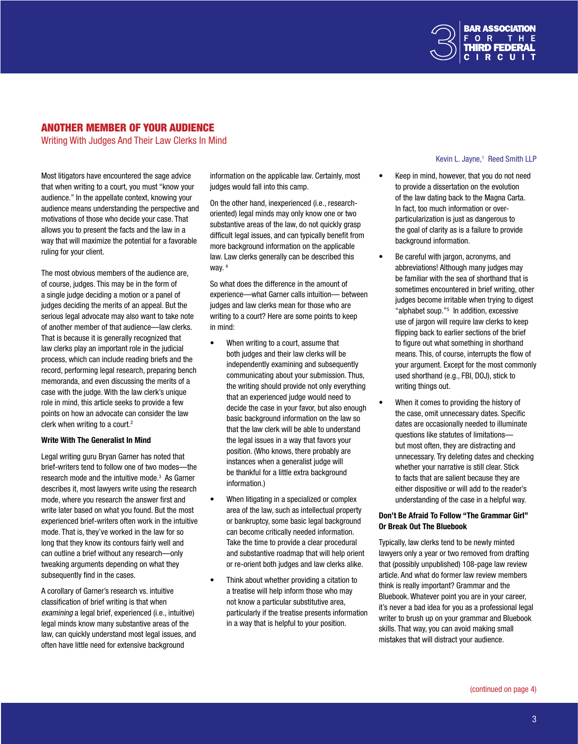## ANOTHER MEMBER OF YOUR AUDIENCE

### Writing With Judges And Their Law Clerks In Mind

Kevin L. Jayne,[1] Reed Smith LLP

Most litigators have encountered the sage advice that when writing to a court, you must "know your audience." In the appellate context, knowing your audience means understanding the perspective and motivations of those who decide your case. That allows you to present the facts and the law in a way that will maximize the potential for a favorable ruling for your client.

The most obvious members of the audience are, of course, judges. This may be in the form of a single judge deciding a motion or a panel of judges deciding the merits of an appeal. But the serious legal advocate may also want to take note of another member of that audience—law clerks. That is because it is generally recognized that law clerks play an important role in the judicial process, which can include reading briefs and the record, performing legal research, preparing bench memoranda, and even discussing the merits of a case with the judge. With the law clerk's unique role in mind, this article seeks to provide a few points on how an advocate can consider the law clerk when writing to a court.[2]

**Write With The Generalist In Mind**

Legal writing guru Bryan Garner has noted that brief-writers tend to follow one of two modes—the research mode and the intuitive mode.[3] As Garner describes it, most lawyers write using the research mode, where you research the answer first and write later based on what you found. But the most experienced brief-writers often work in the intuitive mode. That is, they've worked in the law for so long that they know its contours fairly well and can outline a brief without any research—only tweaking arguments depending on what they subsequently find in the cases.

A corollary of Garner's research vs. intuitive classification of brief writing is that when *examining* a legal brief, experienced (i.e., intuitive) legal minds know many substantive areas of the law, can quickly understand most legal issues, and often have little need for extensive background information on the applicable law. Certainly, most judges would fall into this camp.

On the other hand, inexperienced (i.e., research-oriented) legal minds may only know one or two substantive areas of the law, do not quickly grasp difficult legal issues, and can typically benefit from more background information on the applicable law. Law clerks generally can be described this way.[4]

So what does the difference in the amount of experience—what Garner calls intuition— between judges and law clerks mean for those who are writing to a court? Here are some points to keep in mind:

- When writing to a court, assume that both judges and their law clerks will be independently examining and subsequently communicating about your submission. Thus, the writing should provide not only everything that an experienced judge would need to decide the case in your favor, but also enough basic background information on the law so that the law clerk will be able to understand the legal issues in a way that favors your position. (Who knows, there probably are instances when a generalist judge will be thankful for a little extra background information.)
- When litigating in a specialized or complex area of the law, such as intellectual property or bankruptcy, some basic legal background can become critically needed information. Take the time to provide a clear procedural and substantive roadmap that will help orient or re-orient both judges and law clerks alike.
- Think about whether providing a citation to a treatise will help inform those who may not know a particular substitutive area, particularly if the treatise presents information in a way that is helpful to your position.
- Keep in mind, however, that you do not need to provide a dissertation on the evolution of the law dating back to the Magna Carta. In fact, too much information or over-particularization is just as dangerous to the goal of clarity as is a failure to provide background information.
- Be careful with jargon, acronyms, and abbreviations! Although many judges may be familiar with the sea of shorthand that is sometimes encountered in brief writing, other judges become irritable when trying to digest "alphabet soup."[5] In addition, excessive use of jargon will require law clerks to keep flipping back to earlier sections of the brief to figure out what something in shorthand means. This, of course, interrupts the flow of your argument. Except for the most commonly used shorthand (e.g., FBI, DOJ), stick to writing things out.
- When it comes to providing the history of the case, omit unnecessary dates. Specific dates are occasionally needed to illuminate questions like statutes of limitations—but most often, they are distracting and unnecessary. Try deleting dates and checking whether your narrative is still clear. Stick to facts that are salient because they are either dispositive or will add to the reader's understanding of the case in a helpful way.

**Don't Be Afraid To Follow "The Grammar Girl" Or Break Out The Bluebook**

Typically, law clerks tend to be newly minted lawyers only a year or two removed from drafting that (possibly unpublished) 108-page law review article. And what do former law review members think is really important? Grammar and the Bluebook. Whatever point you are in your career, it's never a bad idea for you as a professional legal writer to brush up on your grammar and Bluebook skills. That way, you can avoid making small mistakes that will distract your audience.

(continued on page 4)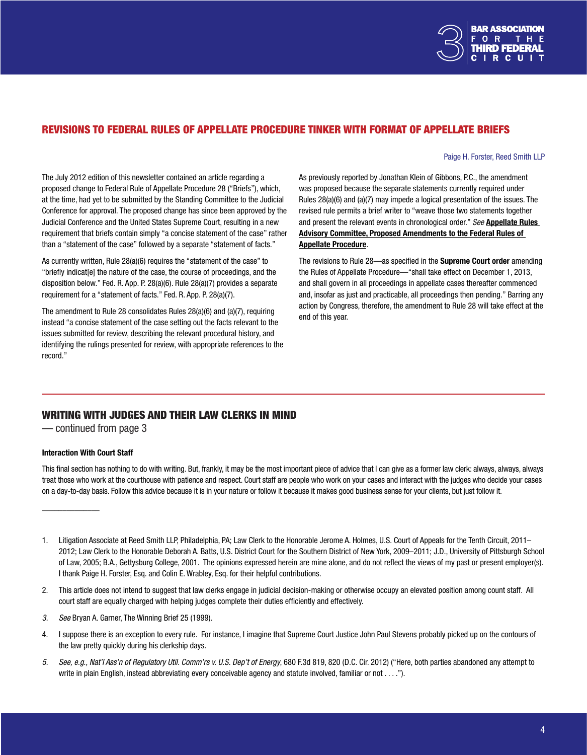## REVISIONS TO FEDERAL RULES OF APPELLATE PROCEDURE TINKER WITH FORMAT OF APPELLATE BRIEFS

Paige H. Forster, Reed Smith LLP

The July 2012 edition of this newsletter contained an article regarding a proposed change to Federal Rule of Appellate Procedure 28 ("Briefs"), which, at the time, had yet to be submitted by the Standing Committee to the Judicial Conference for approval. The proposed change has since been approved by the Judicial Conference and the United States Supreme Court, resulting in a new requirement that briefs contain simply "a concise statement of the case" rather than a "statement of the case" followed by a separate "statement of facts."

As currently written, Rule 28(a)(6) requires the "statement of the case" to "briefly indicat[e] the nature of the case, the course of proceedings, and the disposition below." Fed. R. App. P. 28(a)(6). Rule 28(a)(7) provides a separate requirement for a "statement of facts." Fed. R. App. P. 28(a)(7).

The amendment to Rule 28 consolidates Rules 28(a)(6) and (a)(7), requiring instead "a concise statement of the case setting out the facts relevant to the issues submitted for review, describing the relevant procedural history, and identifying the rulings presented for review, with appropriate references to the record."

As previously reported by Jonathan Klein of Gibbons, P.C., the amendment was proposed because the separate statements currently required under Rules 28(a)(6) and (a)(7) may impede a logical presentation of the issues. The revised rule permits a brief writer to "weave those two statements together and present the relevant events in chronological order." *See* **Appellate Rules Advisory Committee, Proposed Amendments to the Federal Rules of Appellate Procedure**.

The revisions to Rule 28—as specified in the **Supreme Court order** amending the Rules of Appellate Procedure—"shall take effect on December 1, 2013, and shall govern in all proceedings in appellate cases thereafter commenced and, insofar as just and practicable, all proceedings then pending." Barring any action by Congress, therefore, the amendment to Rule 28 will take effect at the end of this year.

---

## WRITING WITH JUDGES AND THEIR LAW CLERKS IN MIND

— continued from page 3

**Interaction With Court Staff**

This final section has nothing to do with writing. But, frankly, it may be the most important piece of advice that I can give as a former law clerk: always, always, always treat those who work at the courthouse with patience and respect. Court staff are people who work on your cases and interact with the judges who decide your cases on a day-to-day basis. Follow this advice because it is in your nature or follow it because it makes good business sense for your clients, but just follow it.

---

1. Litigation Associate at Reed Smith LLP, Philadelphia, PA; Law Clerk to the Honorable Jerome A. Holmes, U.S. Court of Appeals for the Tenth Circuit, 2011–2012; Law Clerk to the Honorable Deborah A. Batts, U.S. District Court for the Southern District of New York, 2009–2011; J.D., University of Pittsburgh School of Law, 2005; B.A., Gettysburg College, 2001. The opinions expressed herein are mine alone, and do not reflect the views of my past or present employer(s). I thank Paige H. Forster, Esq. and Colin E. Wrabley, Esq. for their helpful contributions.

2. This article does not intend to suggest that law clerks engage in judicial decision-making or otherwise occupy an elevated position among count staff. All court staff are equally charged with helping judges complete their duties efficiently and effectively.

3. *See* Bryan A. Garner, The Winning Brief 25 (1999).

4. I suppose there is an exception to every rule. For instance, I imagine that Supreme Court Justice John Paul Stevens probably picked up on the contours of the law pretty quickly during his clerkship days.

5. *See, e.g., Nat'l Ass'n of Regulatory Util. Comm'rs v. U.S. Dep't of Energy*, 680 F.3d 819, 820 (D.C. Cir. 2012) ("Here, both parties abandoned any attempt to write in plain English, instead abbreviating every conceivable agency and statute involved, familiar or not . . . .").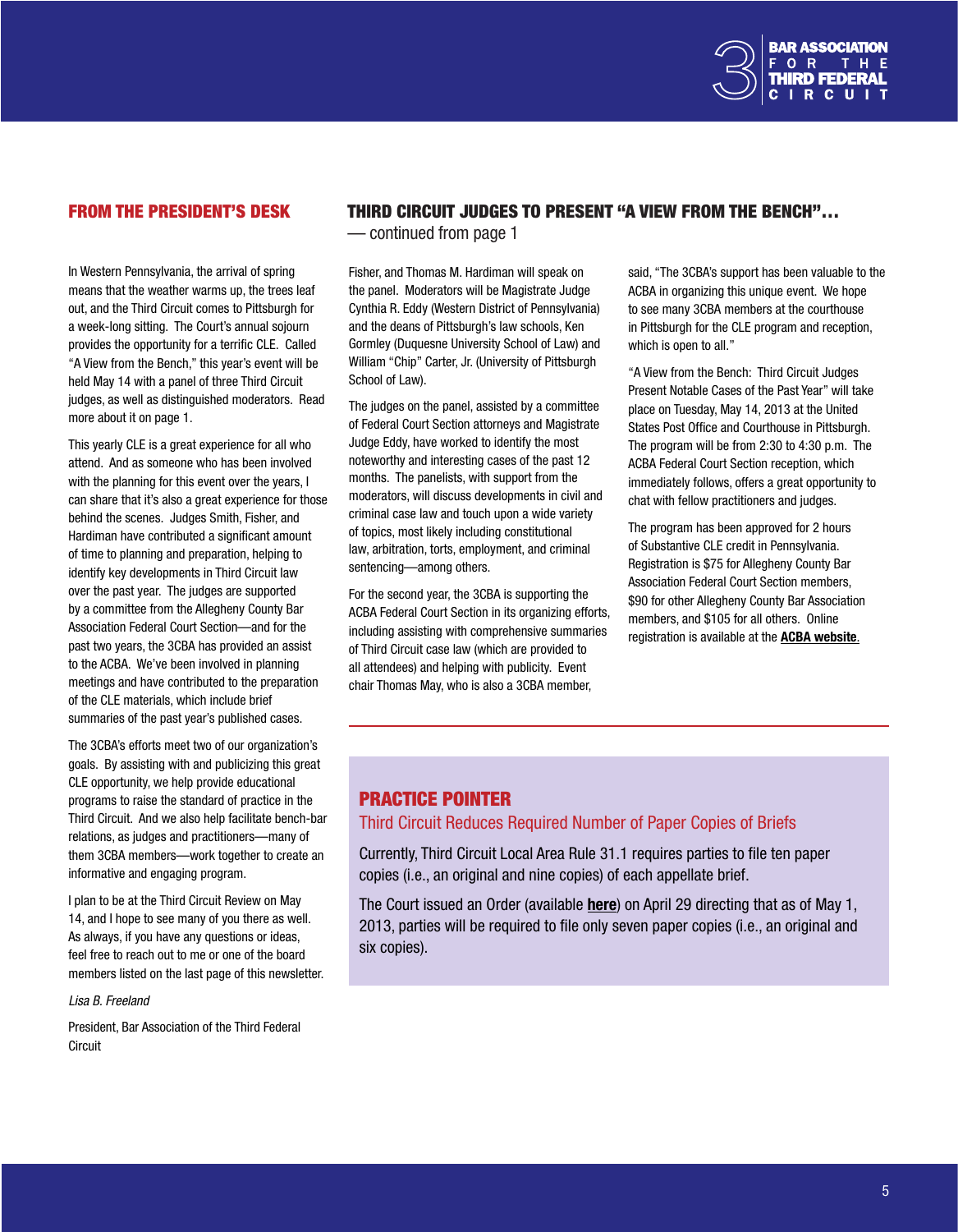## FROM THE PRESIDENT'S DESK

In Western Pennsylvania, the arrival of spring means that the weather warms up, the trees leaf out, and the Third Circuit comes to Pittsburgh for a week-long sitting. The Court's annual sojourn provides the opportunity for a terrific CLE. Called "A View from the Bench," this year's event will be held May 14 with a panel of three Third Circuit judges, as well as distinguished moderators. Read more about it on page 1.

This yearly CLE is a great experience for all who attend. And as someone who has been involved with the planning for this event over the years, I can share that it's also a great experience for those behind the scenes. Judges Smith, Fisher, and Hardiman have contributed a significant amount of time to planning and preparation, helping to identify key developments in Third Circuit law over the past year. The judges are supported by a committee from the Allegheny County Bar Association Federal Court Section—and for the past two years, the 3CBA has provided an assist to the ACBA. We've been involved in planning meetings and have contributed to the preparation of the CLE materials, which include brief summaries of the past year's published cases.

The 3CBA's efforts meet two of our organization's goals. By assisting with and publicizing this great CLE opportunity, we help provide educational programs to raise the standard of practice in the Third Circuit. And we also help facilitate bench-bar relations, as judges and practitioners—many of them 3CBA members—work together to create an informative and engaging program.

I plan to be at the Third Circuit Review on May 14, and I hope to see many of you there as well. As always, if you have any questions or ideas, feel free to reach out to me or one of the board members listed on the last page of this newsletter.

*Lisa B. Freeland*

President, Bar Association of the Third Federal Circuit

## THIRD CIRCUIT JUDGES TO PRESENT "A VIEW FROM THE BENCH"…

— continued from page 1

Fisher, and Thomas M. Hardiman will speak on the panel. Moderators will be Magistrate Judge Cynthia R. Eddy (Western District of Pennsylvania) and the deans of Pittsburgh's law schools, Ken Gormley (Duquesne University School of Law) and William "Chip" Carter, Jr. (University of Pittsburgh School of Law).

The judges on the panel, assisted by a committee of Federal Court Section attorneys and Magistrate Judge Eddy, have worked to identify the most noteworthy and interesting cases of the past 12 months. The panelists, with support from the moderators, will discuss developments in civil and criminal case law and touch upon a wide variety of topics, most likely including constitutional law, arbitration, torts, employment, and criminal sentencing—among others.

For the second year, the 3CBA is supporting the ACBA Federal Court Section in its organizing efforts, including assisting with comprehensive summaries of Third Circuit case law (which are provided to all attendees) and helping with publicity. Event chair Thomas May, who is also a 3CBA member, said, "The 3CBA's support has been valuable to the ACBA in organizing this unique event. We hope to see many 3CBA members at the courthouse in Pittsburgh for the CLE program and reception, which is open to all."

"A View from the Bench: Third Circuit Judges Present Notable Cases of the Past Year" will take place on Tuesday, May 14, 2013 at the United States Post Office and Courthouse in Pittsburgh. The program will be from 2:30 to 4:30 p.m. The ACBA Federal Court Section reception, which immediately follows, offers a great opportunity to chat with fellow practitioners and judges.

The program has been approved for 2 hours of Substantive CLE credit in Pennsylvania. Registration is $75 for Allegheny County Bar Association Federal Court Section members, $90 for other Allegheny County Bar Association members, and $105 for all others. Online registration is available at the **ACBA website**.

## PRACTICE POINTER

### Third Circuit Reduces Required Number of Paper Copies of Briefs

Currently, Third Circuit Local Area Rule 31.1 requires parties to file ten paper copies (i.e., an original and nine copies) of each appellate brief.

The Court issued an Order (available **here**) on April 29 directing that as of May 1, 2013, parties will be required to file only seven paper copies (i.e., an original and six copies).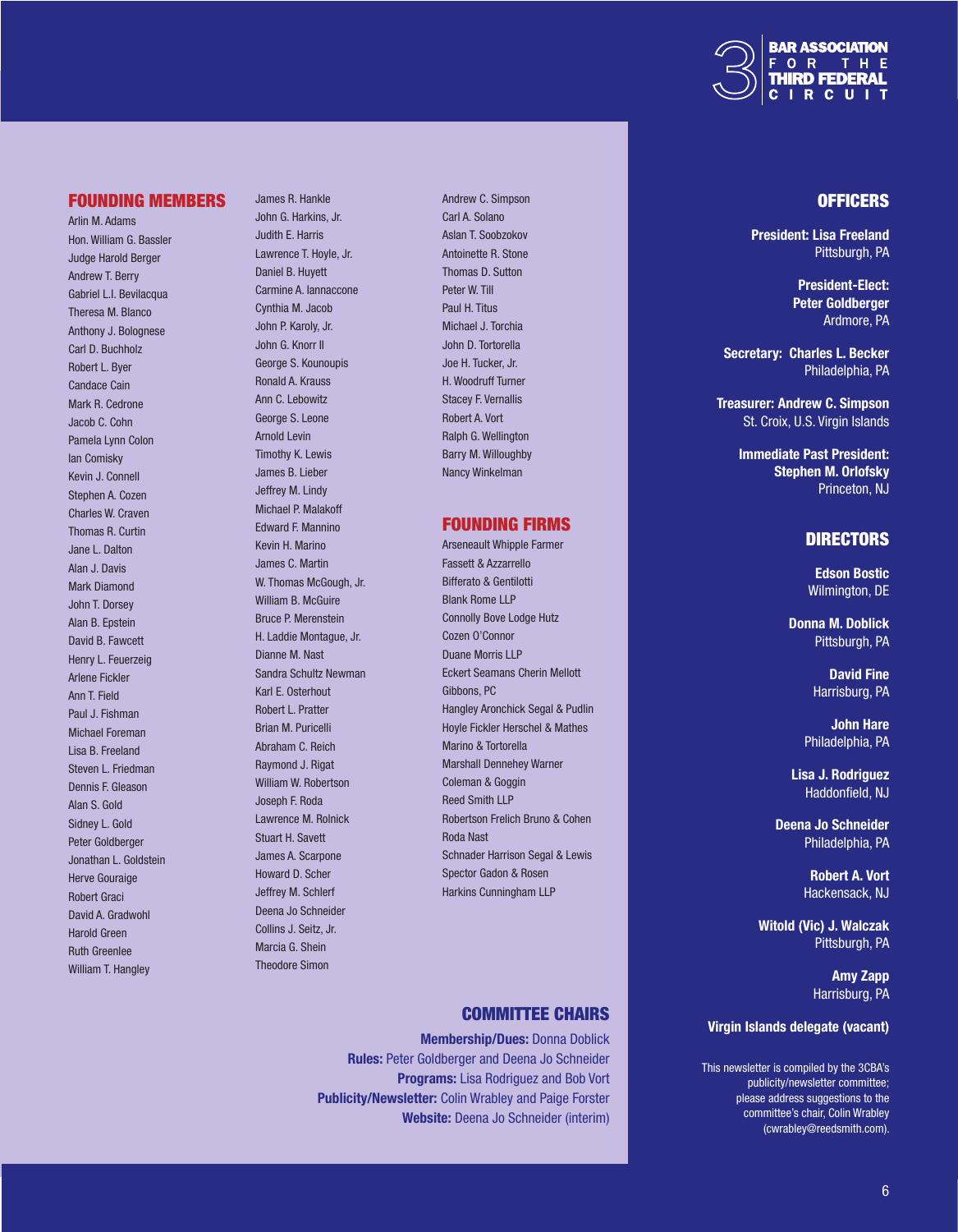BAR ASSOCIATION FOR THE THIRD FEDERAL CIRCUIT

## FOUNDING MEMBERS

Arlin M. Adams
Hon. William G. Bassler
Judge Harold Berger
Andrew T. Berry
Gabriel L.I. Bevilacqua
Theresa M. Blanco
Anthony J. Bolognese
Carl D. Buchholz
Robert L. Byer
Candace Cain
Mark R. Cedrone
Jacob C. Cohn
Pamela Lynn Colon
Ian Comisky
Kevin J. Connell
Stephen A. Cozen
Charles W. Craven
Thomas R. Curtin
Jane L. Dalton
Alan J. Davis
Mark Diamond
John T. Dorsey
Alan B. Epstein
David B. Fawcett
Henry L. Feuerzeig
Arlene Fickler
Ann T. Field
Paul J. Fishman
Michael Foreman
Lisa B. Freeland
Steven L. Friedman
Dennis F. Gleason
Alan S. Gold
Sidney L. Gold
Peter Goldberger
Jonathan L. Goldstein
Herve Gouraige
Robert Graci
David A. Gradwohl
Harold Green
Ruth Greenlee
William T. Hangley
James R. Hankle
John G. Harkins, Jr.
Judith E. Harris
Lawrence T. Hoyle, Jr.
Daniel B. Huyett
Carmine A. Iannaccone
Cynthia M. Jacob
John P. Karoly, Jr.
John G. Knorr II
George S. Kounoupis
Ronald A. Krauss
Ann C. Lebowitz
George S. Leone
Arnold Levin
Timothy K. Lewis
James B. Lieber
Jeffrey M. Lindy
Michael P. Malakoff
Edward F. Mannino
Kevin H. Marino
James C. Martin
W. Thomas McGough, Jr.
William B. McGuire
Bruce P. Merenstein
H. Laddie Montague, Jr.
Dianne M. Nast
Sandra Schultz Newman
Karl E. Osterhout
Robert L. Pratter
Brian M. Puricelli
Abraham C. Reich
Raymond J. Rigat
William W. Robertson
Joseph F. Roda
Lawrence M. Rolnick
Stuart H. Savett
James A. Scarpone
Howard D. Scher
Jeffrey M. Schlerf
Deena Jo Schneider
Collins J. Seitz, Jr.
Marcia G. Shein
Theodore Simon
Andrew C. Simpson
Carl A. Solano
Aslan T. Soobzokov
Antoinette R. Stone
Thomas D. Sutton
Peter W. Till
Paul H. Titus
Michael J. Torchia
John D. Tortorella
Joe H. Tucker, Jr.
H. Woodruff Turner
Stacey F. Vernallis
Robert A. Vort
Ralph G. Wellington
Barry M. Willoughby
Nancy Winkelman

## FOUNDING FIRMS

Arseneault Whipple Farmer
Fassett & Azzarrello
Bifferato & Gentilotti
Blank Rome LLP
Connolly Bove Lodge Hutz
Cozen O'Connor
Duane Morris LLP
Eckert Seamans Cherin Mellott
Gibbons, PC
Hangley Aronchick Segal & Pudlin
Hoyle Fickler Herschel & Mathes
Marino & Tortorella
Marshall Dennehey Warner
Coleman & Goggin
Reed Smith LLP
Robertson Frelich Bruno & Cohen
Roda Nast
Schnader Harrison Segal & Lewis
Spector Gadon & Rosen
Harkins Cunningham LLP

## COMMITTEE CHAIRS

**Membership/Dues:** Donna Doblick
**Rules:** Peter Goldberger and Deena Jo Schneider
**Programs:** Lisa Rodriguez and Bob Vort
**Publicity/Newsletter:** Colin Wrabley and Paige Forster
**Website:** Deena Jo Schneider (interim)

## OFFICERS

**President: Lisa Freeland**
Pittsburgh, PA

**President-Elect: Peter Goldberger**
Ardmore, PA

**Secretary: Charles L. Becker**
Philadelphia, PA

**Treasurer: Andrew C. Simpson**
St. Croix, U.S. Virgin Islands

**Immediate Past President: Stephen M. Orlofsky**
Princeton, NJ

## DIRECTORS

**Edson Bostic**
Wilmington, DE

**Donna M. Doblick**
Pittsburgh, PA

**David Fine**
Harrisburg, PA

**John Hare**
Philadelphia, PA

**Lisa J. Rodriguez**
Haddonfield, NJ

**Deena Jo Schneider**
Philadelphia, PA

**Robert A. Vort**
Hackensack, NJ

**Witold (Vic) J. Walczak**
Pittsburgh, PA

**Amy Zapp**
Harrisburg, PA

**Virgin Islands delegate (vacant)**

This newsletter is compiled by the 3CBA's publicity/newsletter committee; please address suggestions to the committee's chair, Colin Wrabley (cwrabley@reedsmith.com).